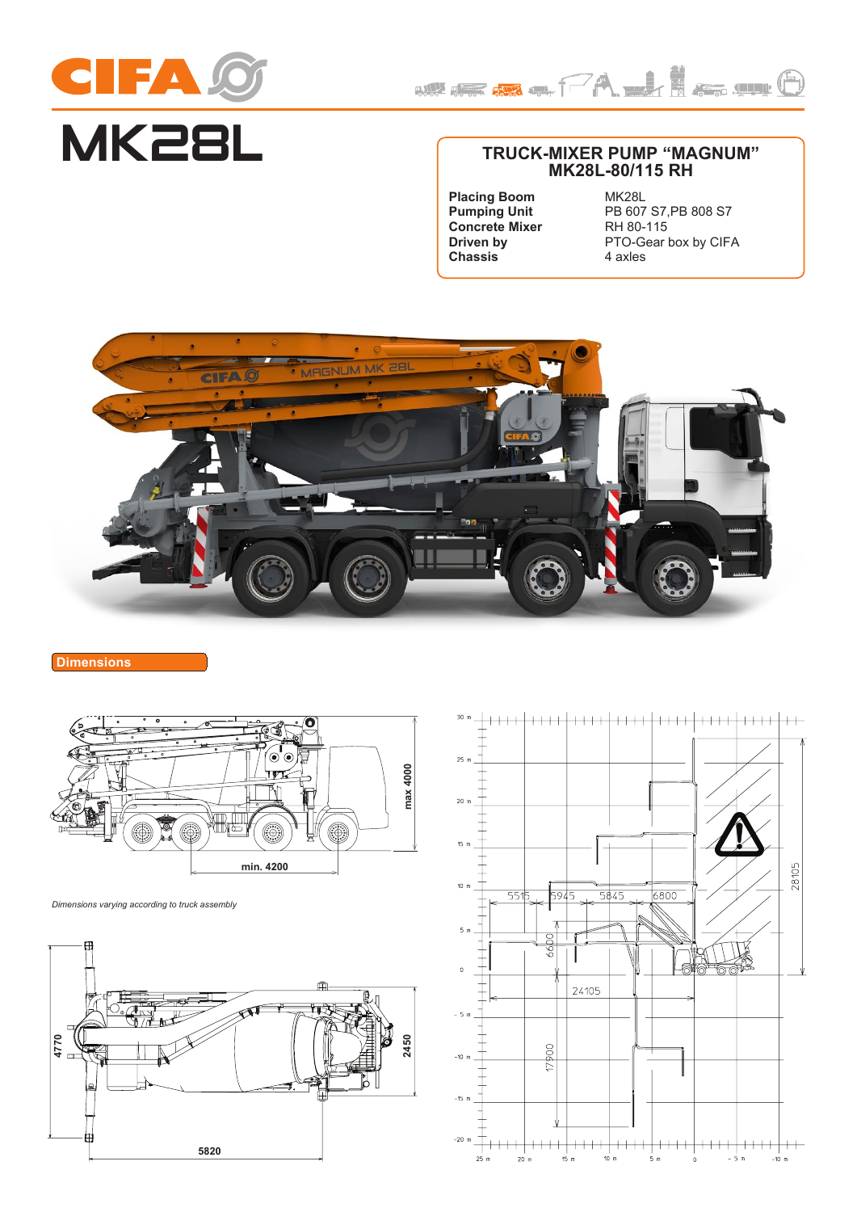# CIFA

# MK28L

## TRUCK-MIXER PUMP "MAGNUM" MK28L-80/115 RH

| | |
|---|---|
| **Placing Boom** | MK28L |
| **Pumping Unit** | PB 607 S7,PB 808 S7 |
| **Concrete Mixer** | RH 80-115 |
| **Driven by** | PTO-Gear box by CIFA |
| **Chassis** | 4 axles |

## Dimensions

max 4000

min. 4200

*Dimensions varying according to truck assembly*

4770

2450

5820

5515 5945 5845 6800

6600

24105

17900

28105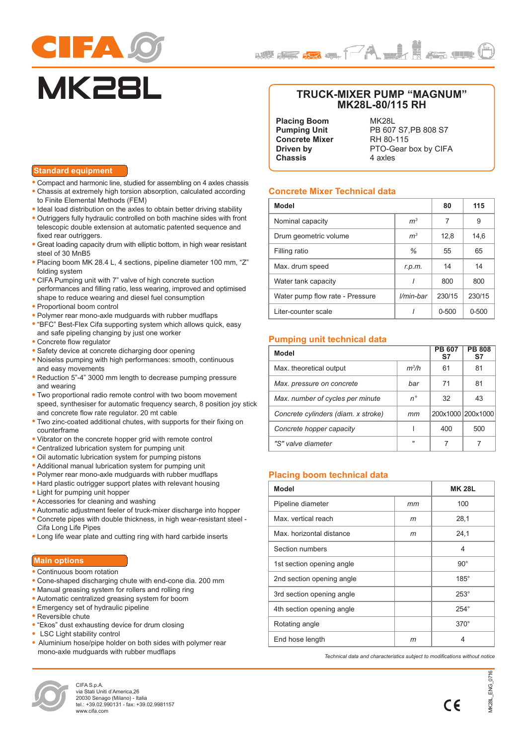# MK28L

## TRUCK-MIXER PUMP "MAGNUM" MK28L-80/115 RH

| | |
|---|---|
| **Placing Boom** | MK28L |
| **Pumping Unit** | PB 607 S7,PB 808 S7 |
| **Concrete Mixer** | RH 80-115 |
| **Driven by** | PTO-Gear box by CIFA |
| **Chassis** | 4 axles |

## Standard equipment

- Compact and harmonic line, studied for assembling on 4 axles chassis
- Chassis at extremely high torsion absorption, calculated according to Finite Elemental Methods (FEM)
- Ideal load distribution on the axles to obtain better driving stability
- Outriggers fully hydraulic controlled on both machine sides with front telescopic double extension at automatic patented sequence and fixed rear outriggers.
- Great loading capacity drum with elliptic bottom, in high wear resistant steel of 30 MnB5
- Placing boom MK 28.4 L, 4 sections, pipeline diameter 100 mm, "Z" folding system
- CIFA Pumping unit with 7" valve of high concrete suction performances and filling ratio, less wearing, improved and optimised shape to reduce wearing and diesel fuel consumption
- Proportional boom control
- Polymer rear mono-axle mudguards with rubber mudflaps
- "BFC" Best-Flex Cifa supporting system which allows quick, easy and safe pipeling changing by just one worker
- Concrete flow regulator
- Safety device at concrete dicharging door opening
- Noiselss pumping with high performances: smooth, continuous and easy movements
- Reduction 5"-4" 3000 mm length to decrease pumping pressure and wearing
- Two proportional radio remote control with two boom movement speed, synthesiser for automatic frequency search, 8 position joy stick and concrete flow rate regulator. 20 mt cable
- Two zinc-coated additional chutes, with supports for their fixing on counterframe
- Vibrator on the concrete hopper grid with remote control
- Centralized lubrication system for pumping unit
- Oil automatic lubrication system for pumping pistons
- Additional manual lubrication system for pumping unit
- Polymer rear mono-axle mudguards with rubber mudflaps
- Hard plastic outrigger support plates with relevant housing
- Light for pumping unit hopper
- Accessories for cleaning and washing
- Automatic adjustment feeler of truck-mixer discharge into hopper
- Concrete pipes with double thickness, in high wear-resistant steel - Cifa Long Life Pipes
- Long life wear plate and cutting ring with hard carbide inserts

## Main options

- Continuous boom rotation
- Cone-shaped discharging chute with end-cone dia. 200 mm
- Manual greasing system for rollers and rolling ring
- Automatic centralized greasing system for boom
- Emergency set of hydraulic pipeline
- Reversible chute
- "Ekos" dust exhausting device for drum closing
- LSC Light stability control
- Aluminium hose/pipe holder on both sides with polymer rear mono-axle mudguards with rubber mudflaps

## Concrete Mixer Technical data

| Model | | 80 | 115 |
|---|---|---|---|
| Nominal capacity | $m^3$ | 7 | 9 |
| Drum geometric volume | $m^3$ | 12,8 | 14,6 |
| Filling ratio | % | 55 | 65 |
| Max. drum speed | r.p.m. | 14 | 14 |
| Water tank capacity | l | 800 | 800 |
| Water pump flow rate - Pressure | l/min-bar | 230/15 | 230/15 |
| Liter-counter scale | l | 0-500 | 0-500 |

## Pumping unit technical data

| Model | | PB 607 S7 | PB 808 S7 |
|---|---|---|---|
| Max. theoretical output | $m^3/h$ | 61 | 81 |
| *Max. pressure on concrete* | *bar* | 71 | 81 |
| *Max. number of cycles per minute* | *n°* | 32 | 43 |
| *Concrete cylinders (diam. x stroke)* | *mm* | 200x1000 | 200x1000 |
| *Concrete hopper capacity* | l | 400 | 500 |
| *"S" valve diameter* | " | 7 | 7 |

## Placing boom technical data

| Model | | MK 28L |
|---|---|---|
| Pipeline diameter | mm | 100 |
| Max. vertical reach | m | 28,1 |
| Max. horizontal distance | m | 24,1 |
| Section numbers | | 4 |
| 1st section opening angle | | 90° |
| 2nd section opening angle | | 185° |
| 3rd section opening angle | | 253° |
| 4th section opening angle | | 254° |
| Rotating angle | | 370° |
| End hose length | m | 4 |

*Technical data and characteristics subject to modifications without notice*

CIFA S.p.A.
via Stati Uniti d'America,26
20030 Senago (Milano) - Italia
tel.: +39.02.990131 - fax: +39.02.9981157
www.cifa.com

MK28L_ENG_0716